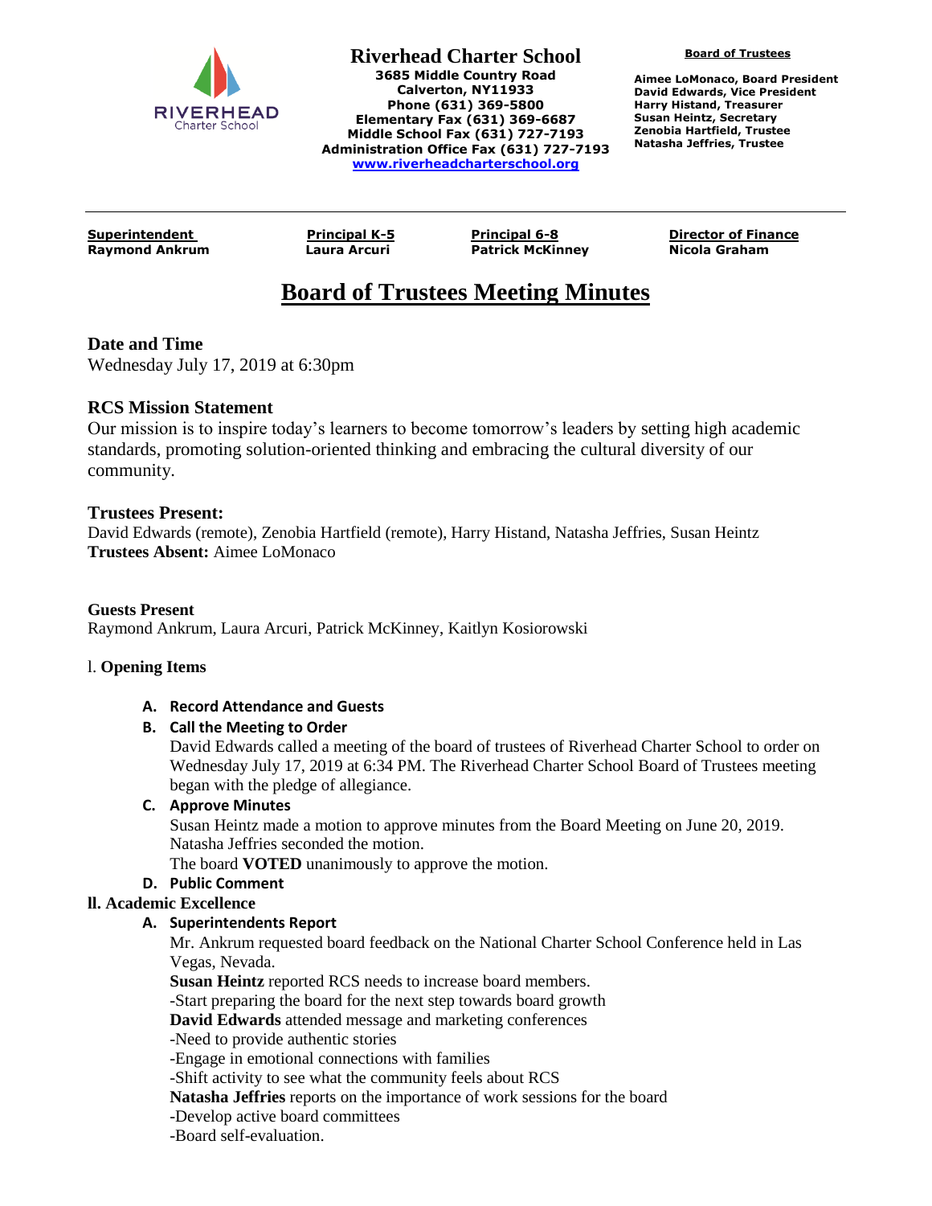**Riverhead Charter School**
3685 Middle Country Road
Calverton, NY11933
Phone (631) 369-5800
Elementary Fax (631) 369-6687
Middle School Fax (631) 727-7193
Administration Office Fax (631) 727-7193
www.riverheadcharterschool.org

**Board of Trustees**

Aimee LoMonaco, Board President
David Edwards, Vice President
Harry Histand, Treasurer
Susan Heintz, Secretary
Zenobia Hartfield, Trustee
Natasha Jeffries, Trustee

| Superintendent | Principal K-5 | Principal 6-8 | Director of Finance |
|---|---|---|---|
| Raymond Ankrum | Laura Arcuri | Patrick McKinney | Nicola Graham |

# Board of Trustees Meeting Minutes

### Date and Time

Wednesday July 17, 2019 at 6:30pm

### RCS Mission Statement

Our mission is to inspire today's learners to become tomorrow's leaders by setting high academic standards, promoting solution-oriented thinking and embracing the cultural diversity of our community.

### Trustees Present:

David Edwards (remote), Zenobia Hartfield (remote), Harry Histand, Natasha Jeffries, Susan Heintz
**Trustees Absent:** Aimee LoMonaco

**Guests Present**
Raymond Ankrum, Laura Arcuri, Patrick McKinney, Kaitlyn Kosiorowski

l. **Opening Items**

**A. Record Attendance and Guests**

**B. Call the Meeting to Order**

David Edwards called a meeting of the board of trustees of Riverhead Charter School to order on Wednesday July 17, 2019 at 6:34 PM. The Riverhead Charter School Board of Trustees meeting began with the pledge of allegiance.

**C. Approve Minutes**

Susan Heintz made a motion to approve minutes from the Board Meeting on June 20, 2019. Natasha Jeffries seconded the motion.
The board **VOTED** unanimously to approve the motion.

**D. Public Comment**

**ll. Academic Excellence**

**A. Superintendents Report**

Mr. Ankrum requested board feedback on the National Charter School Conference held in Las Vegas, Nevada.
**Susan Heintz** reported RCS needs to increase board members.
-Start preparing the board for the next step towards board growth
**David Edwards** attended message and marketing conferences
-Need to provide authentic stories
-Engage in emotional connections with families
-Shift activity to see what the community feels about RCS
**Natasha Jeffries** reports on the importance of work sessions for the board
-Develop active board committees
-Board self-evaluation.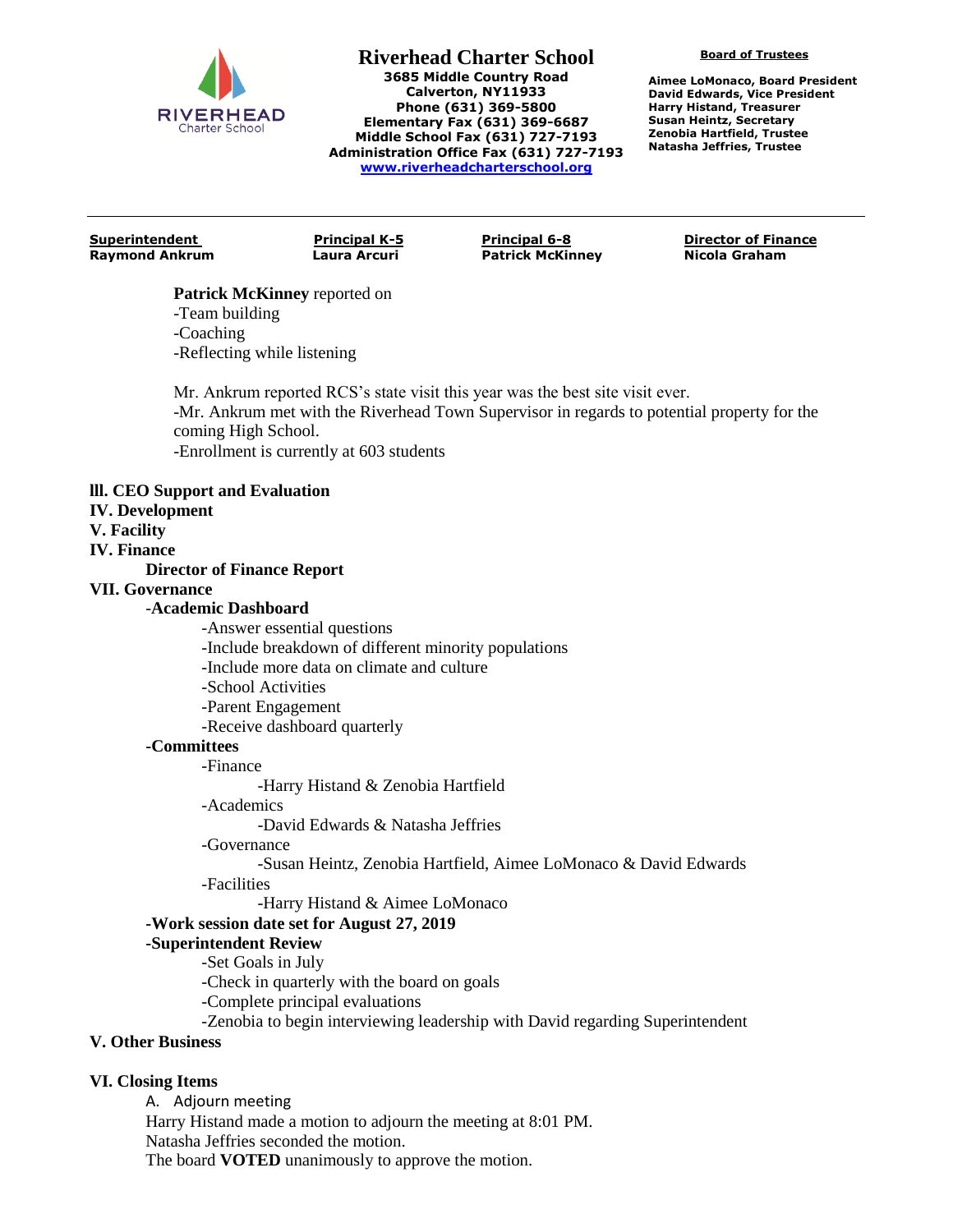**Riverhead Charter School**
3685 Middle Country Road
Calverton, NY11933
Phone (631) 369-5800
Elementary Fax (631) 369-6687
Middle School Fax (631) 727-7193
Administration Office Fax (631) 727-7193
www.riverheadcharterschool.org

**Board of Trustees**

Aimee LoMonaco, Board President
David Edwards, Vice President
Harry Histand, Treasurer
Susan Heintz, Secretary
Zenobia Hartfield, Trustee
Natasha Jeffries, Trustee

| Superintendent | Principal K-5 | Principal 6-8 | Director of Finance |
|---|---|---|---|
| Raymond Ankrum | Laura Arcuri | Patrick McKinney | Nicola Graham |

**Patrick McKinney** reported on
-Team building
-Coaching
-Reflecting while listening

Mr. Ankrum reported RCS's state visit this year was the best site visit ever.
-Mr. Ankrum met with the Riverhead Town Supervisor in regards to potential property for the coming High School.
-Enrollment is currently at 603 students

**lll. CEO Support and Evaluation**
**IV. Development**
**V. Facility**
**IV. Finance**
**Director of Finance Report**
**VII. Governance**
-**Academic Dashboard**
-Answer essential questions
-Include breakdown of different minority populations
-Include more data on climate and culture
-School Activities
-Parent Engagement
-Receive dashboard quarterly
**-Committees**
-Finance
-Harry Histand & Zenobia Hartfield
-Academics
-David Edwards & Natasha Jeffries
-Governance
-Susan Heintz, Zenobia Hartfield, Aimee LoMonaco & David Edwards
-Facilities
-Harry Histand & Aimee LoMonaco
**-Work session date set for August 27, 2019**
**-Superintendent Review**
-Set Goals in July
-Check in quarterly with the board on goals
-Complete principal evaluations
-Zenobia to begin interviewing leadership with David regarding Superintendent

**V. Other Business**

**VI. Closing Items**

A. Adjourn meeting
Harry Histand made a motion to adjourn the meeting at 8:01 PM.
Natasha Jeffries seconded the motion.
The board **VOTED** unanimously to approve the motion.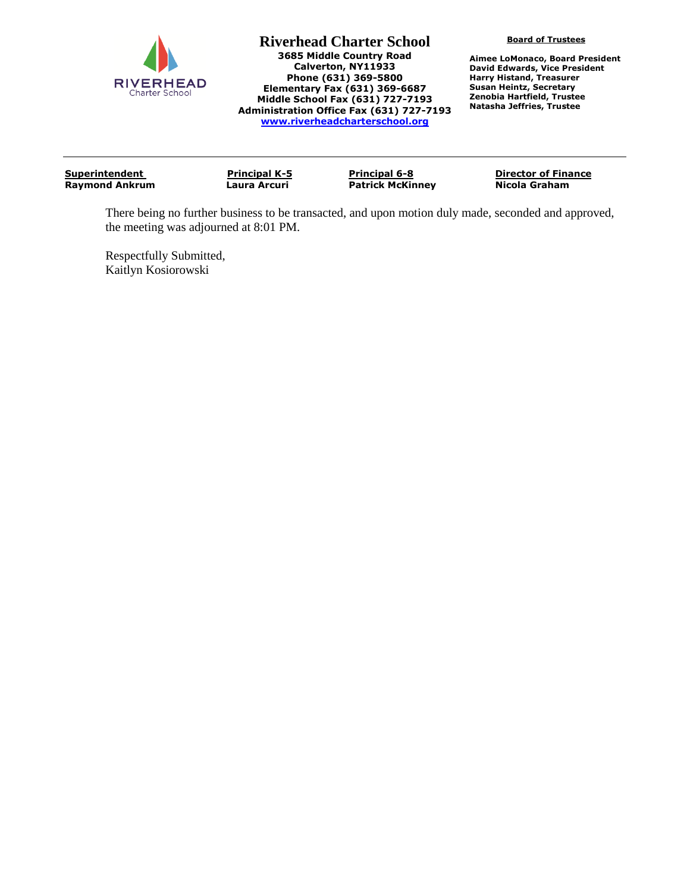There being no further business to be transacted, and upon motion duly made, seconded and approved, the meeting was adjourned at 8:01 PM.

Respectfully Submitted,
Kaitlyn Kosiorowski